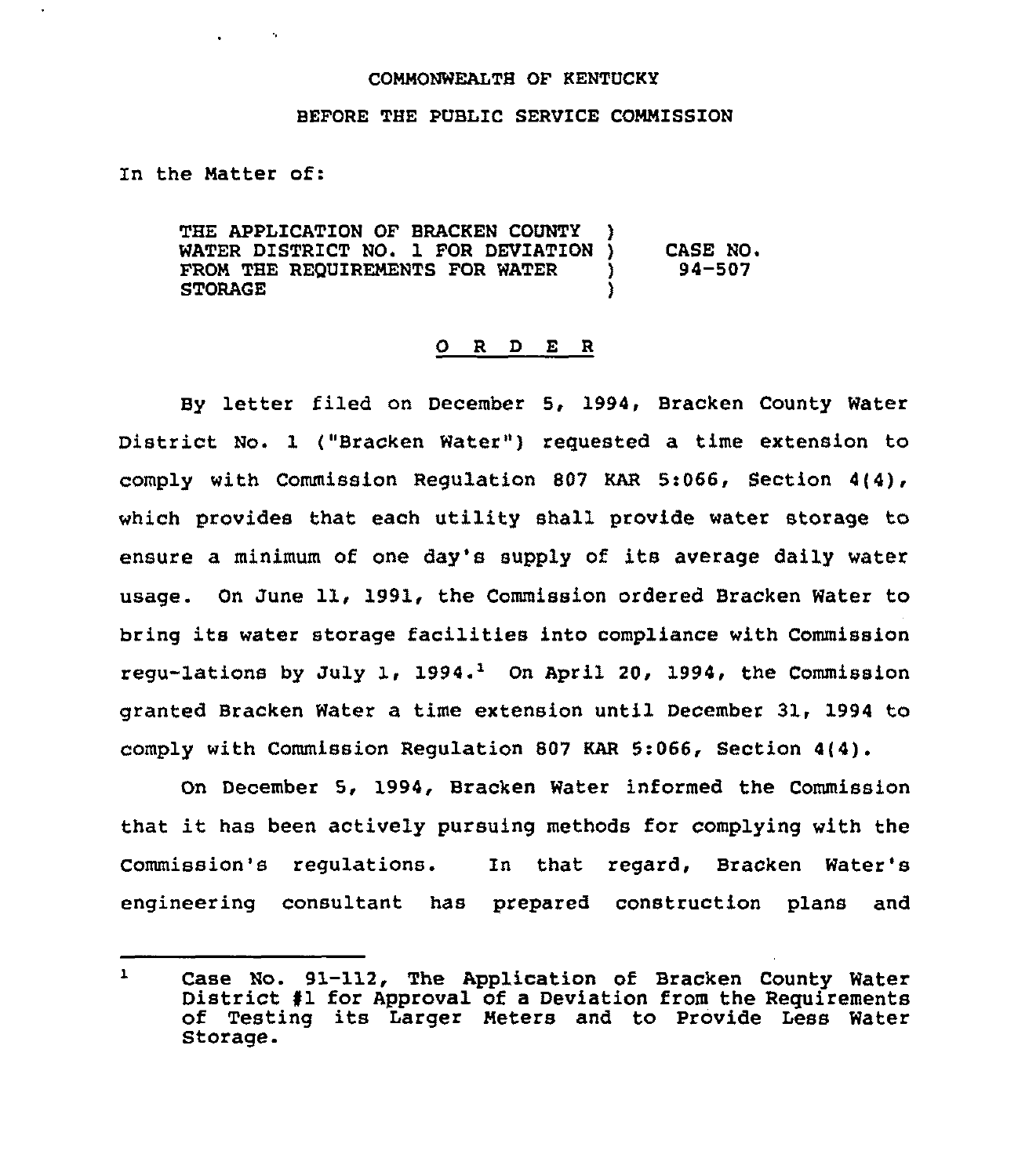COMMONWEALTH OF KENTUCKY

BEFORE THE PUBLIC SERVICE COMMISSION

In the Matter of:

THE APPLICATION OF BRACKEN COUNTY WATER DISTRICT NO. 1 FOR DEVIATION FROM THE REQUIREMENTS FOR WATER STORAGE ) CASE NO. 94-507

## O R D E R

By letter filed on December 5, 1994, Bracken County Water District No. 1 ("Bracken Water") requested a time extension to comply with Commission Regulation 807 KAR 5:066, Section 4(4), which provides that each utility shall provide water storage to ensure a minimum of one day's supply of its average daily water usage. On June 11, 1991, the Commission ordered Bracken Water to bring its water storage facilities into compliance with Commission regu-lations by July 1, 1994.[1] On April 20, 1994, the Commission granted Bracken Water a time extension until December 31, 1994 to comply with Commission Regulation 807 KAR 5:066, Section 4(4).

On December 5, 1994, Bracken Water informed the Commission that it has been actively pursuing methods for complying with the Commission's regulations. In that regard, Bracken Water's engineering consultant has prepared construction plans and

[1] Case No. 91-112, The Application of Bracken County Water District #1 for Approval of a Deviation from the Requirements of Testing its Larger Meters and to Provide Less Water Storage.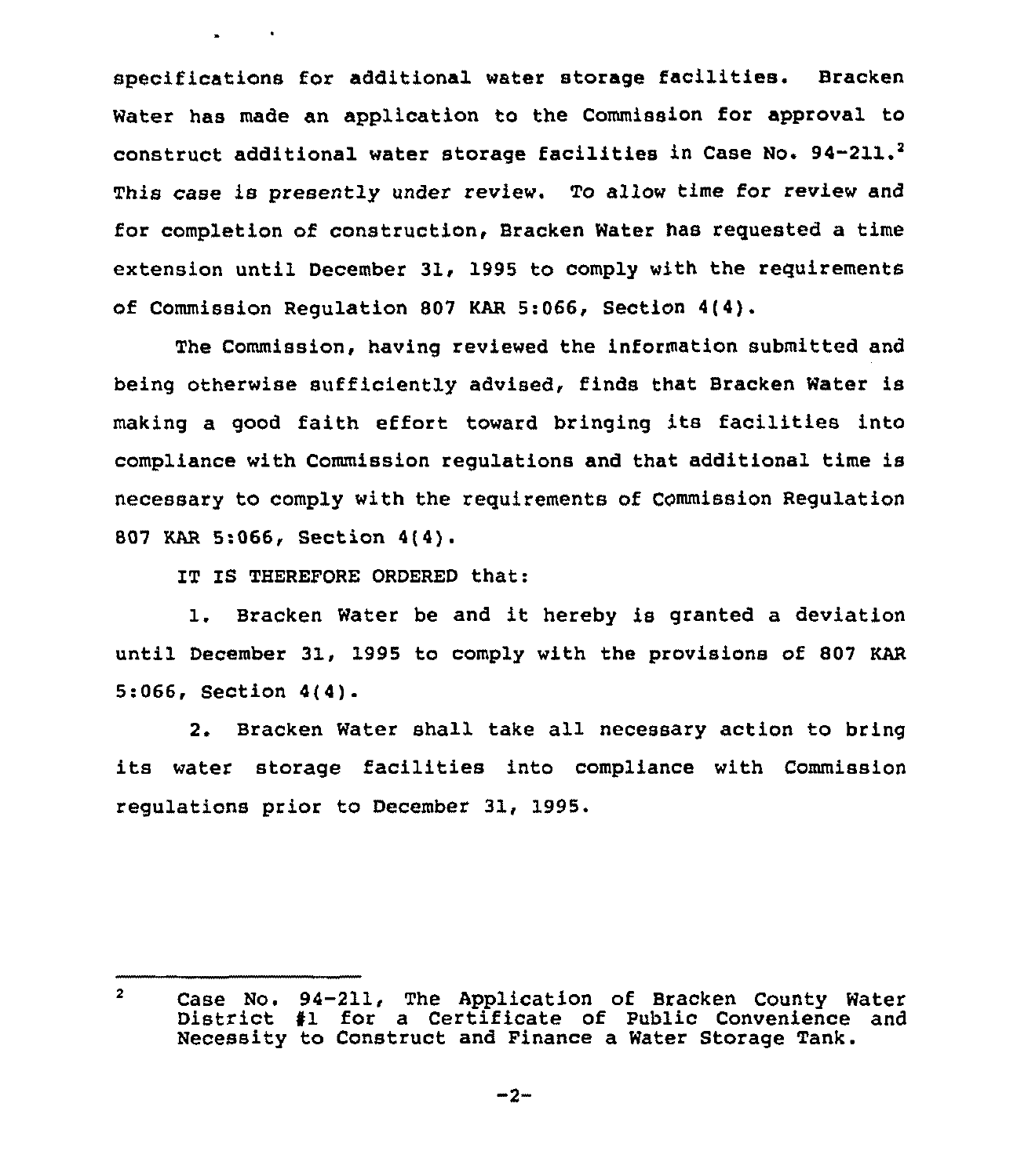specifications for additional water storage facilities. Bracken Water has made an application to the Commission for approval to construct additional water storage facilities in Case No. 94-211.[2] This case is presently under review. To allow time for review and for completion of construction, Bracken Water has requested a time extension until December 31, 1995 to comply with the requirements of Commission Regulation 807 KAR 5:066, Section 4(4).

The Commission, having reviewed the information submitted and being otherwise sufficiently advised, finds that Bracken Water is making a good faith effort toward bringing its facilities into compliance with Commission regulations and that additional time is necessary to comply with the requirements of Commission Regulation 807 KAR 5:066, Section 4(4).

IT IS THEREFORE ORDERED that:

1. Bracken Water be and it hereby is granted a deviation until December 31, 1995 to comply with the provisions of 807 KAR 5:066, Section 4(4).

2. Bracken Water shall take all necessary action to bring its water storage facilities into compliance with Commission regulations prior to December 31, 1995.

---

[2] Case No. 94-211, The Application of Bracken County Water District #1 for a Certificate of Public Convenience and Necessity to Construct and Finance a Water Storage Tank.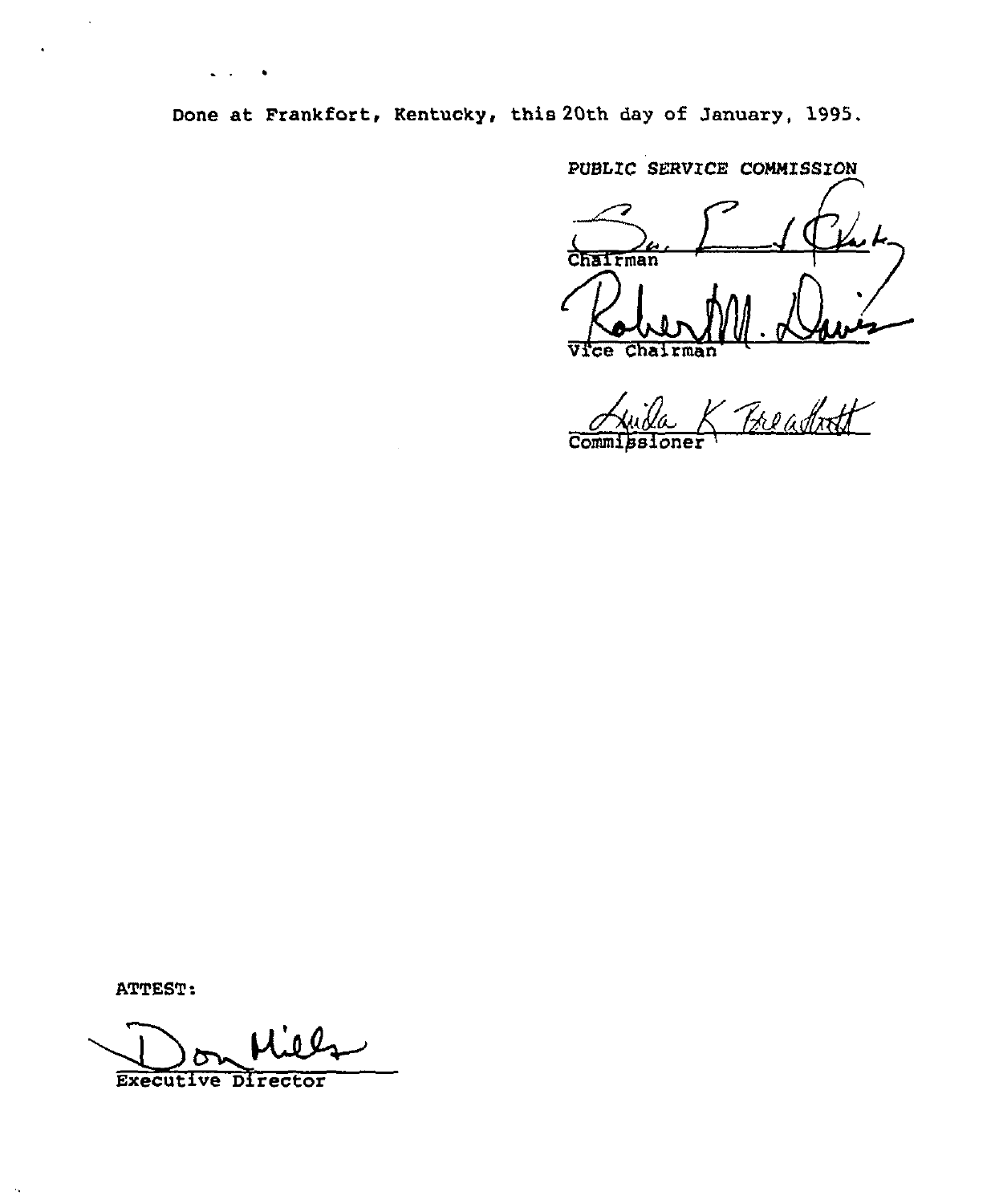Done at Frankfort, Kentucky, this 20th day of January, 1995.

PUBLIC SERVICE COMMISSION

Chairman

Vice Chairman

Commissioner

ATTEST:

Executive Director